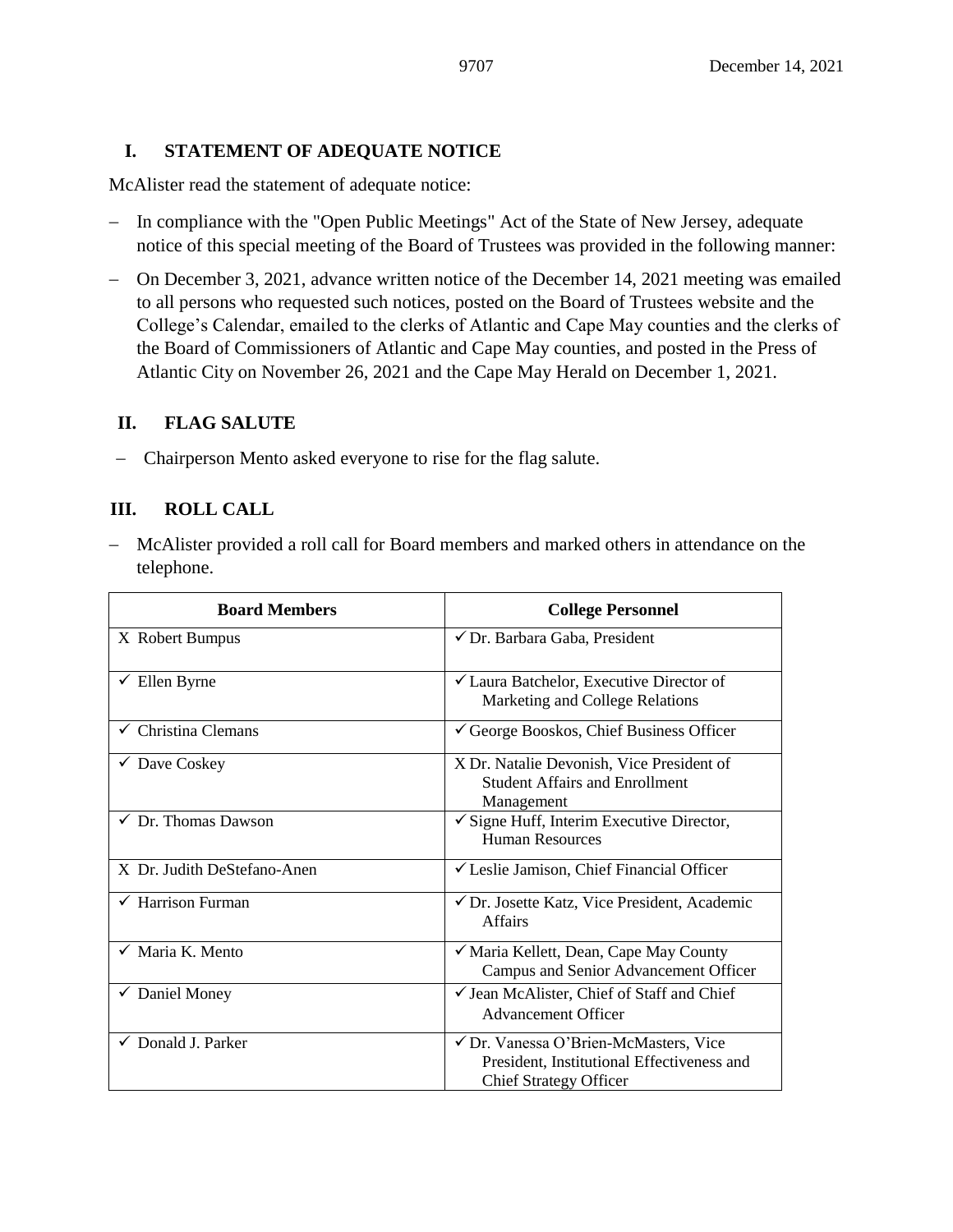## I. STATEMENT OF ADEQUATE NOTICE

McAlister read the statement of adequate notice:

- In compliance with the "Open Public Meetings" Act of the State of New Jersey, adequate notice of this special meeting of the Board of Trustees was provided in the following manner:
- On December 3, 2021, advance written notice of the December 14, 2021 meeting was emailed to all persons who requested such notices, posted on the Board of Trustees website and the College's Calendar, emailed to the clerks of Atlantic and Cape May counties and the clerks of the Board of Commissioners of Atlantic and Cape May counties, and posted in the Press of Atlantic City on November 26, 2021 and the Cape May Herald on December 1, 2021.

## II. FLAG SALUTE

- Chairperson Mento asked everyone to rise for the flag salute.

## III. ROLL CALL

- McAlister provided a roll call for Board members and marked others in attendance on the telephone.

| Board Members | College Personnel |
|---|---|
| X Robert Bumpus | ✓ Dr. Barbara Gaba, President |
| ✓ Ellen Byrne | ✓ Laura Batchelor, Executive Director of Marketing and College Relations |
| ✓ Christina Clemans | ✓ George Booskos, Chief Business Officer |
| ✓ Dave Coskey | X Dr. Natalie Devonish, Vice President of Student Affairs and Enrollment Management |
| ✓ Dr. Thomas Dawson | ✓ Signe Huff, Interim Executive Director, Human Resources |
| X Dr. Judith DeStefano-Anen | ✓ Leslie Jamison, Chief Financial Officer |
| ✓ Harrison Furman | ✓ Dr. Josette Katz, Vice President, Academic Affairs |
| ✓ Maria K. Mento | ✓ Maria Kellett, Dean, Cape May County Campus and Senior Advancement Officer |
| ✓ Daniel Money | ✓ Jean McAlister, Chief of Staff and Chief Advancement Officer |
| ✓ Donald J. Parker | ✓ Dr. Vanessa O'Brien-McMasters, Vice President, Institutional Effectiveness and Chief Strategy Officer |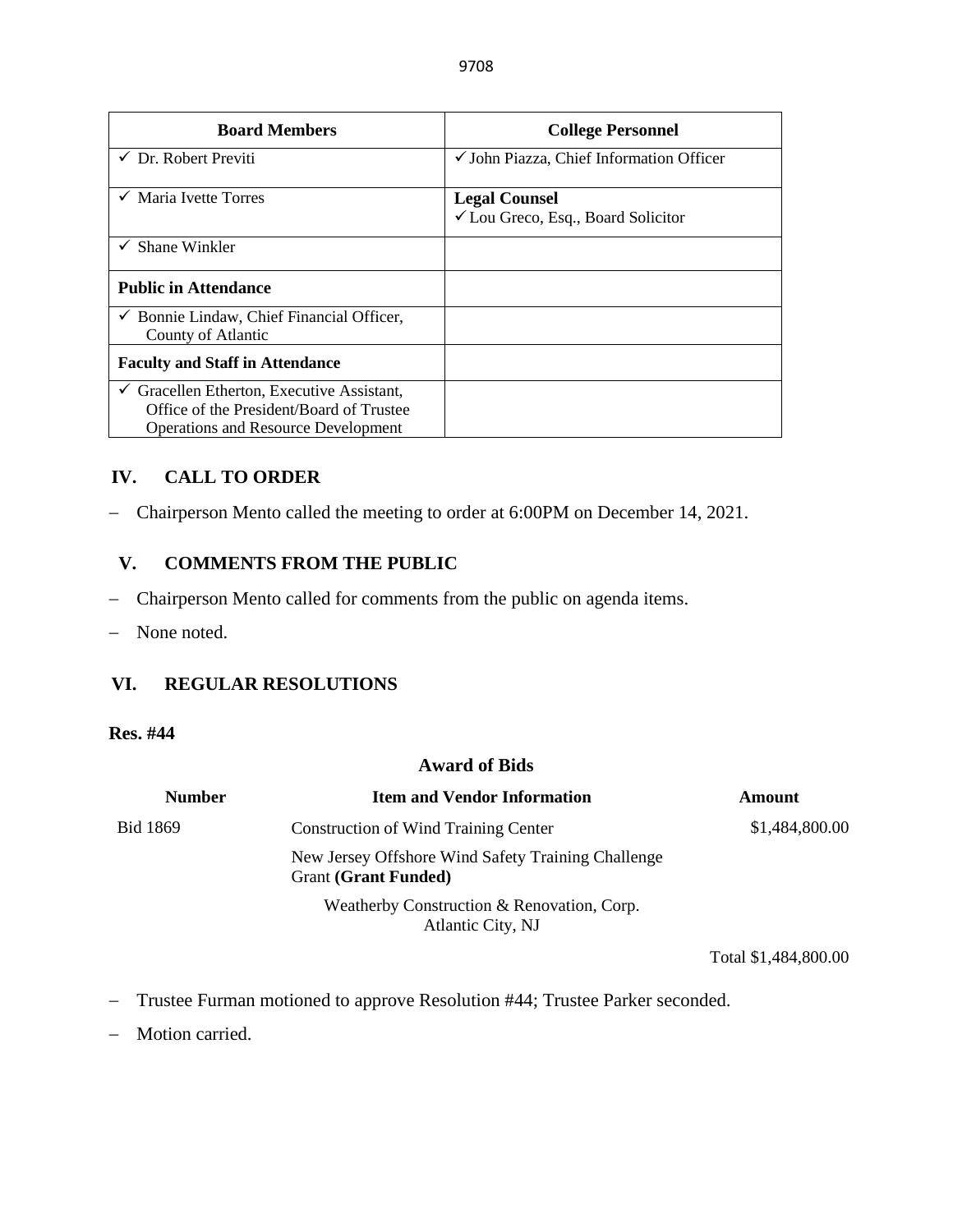| Board Members | College Personnel |
|---|---|
| ✓ Dr. Robert Previti | ✓ John Piazza, Chief Information Officer |
| ✓ Maria Ivette Torres | **Legal Counsel**<br>✓ Lou Greco, Esq., Board Solicitor |
| ✓ Shane Winkler | |
| **Public in Attendance** | |
| ✓ Bonnie Lindaw, Chief Financial Officer, County of Atlantic | |
| **Faculty and Staff in Attendance** | |
| ✓ Gracellen Etherton, Executive Assistant, Office of the President/Board of Trustee Operations and Resource Development | |

## IV. CALL TO ORDER

- Chairperson Mento called the meeting to order at 6:00PM on December 14, 2021.

## V. COMMENTS FROM THE PUBLIC

- Chairperson Mento called for comments from the public on agenda items.
- None noted.

## VI. REGULAR RESOLUTIONS

**Res. #44**

**Award of Bids**

| Number | Item and Vendor Information | Amount |
|---|---|---|
| Bid 1869 | Construction of Wind Training Center<br>New Jersey Offshore Wind Safety Training Challenge Grant **(Grant Funded)**<br>Weatherby Construction & Renovation, Corp. Atlantic City, NJ | $1,484,800.00 |
| | | Total $1,484,800.00 |

- Trustee Furman motioned to approve Resolution #44; Trustee Parker seconded.
- Motion carried.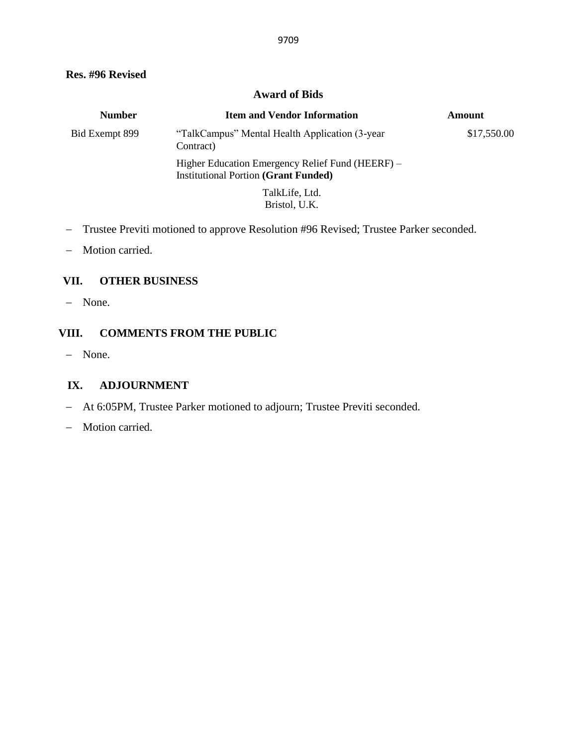**Res. #96 Revised**

**Award of Bids**

| Number | Item and Vendor Information | Amount |
|---|---|---|
| Bid Exempt 899 | "TalkCampus" Mental Health Application (3-year Contract)<br><br>Higher Education Emergency Relief Fund (HEERF) – Institutional Portion **(Grant Funded)**<br><br>TalkLife, Ltd.<br>Bristol, U.K. | $17,550.00 |

- Trustee Previti motioned to approve Resolution #96 Revised; Trustee Parker seconded.
- Motion carried.

## VII. OTHER BUSINESS

- None.

## VIII. COMMENTS FROM THE PUBLIC

- None.

## IX. ADJOURNMENT

- At 6:05PM, Trustee Parker motioned to adjourn; Trustee Previti seconded.
- Motion carried.